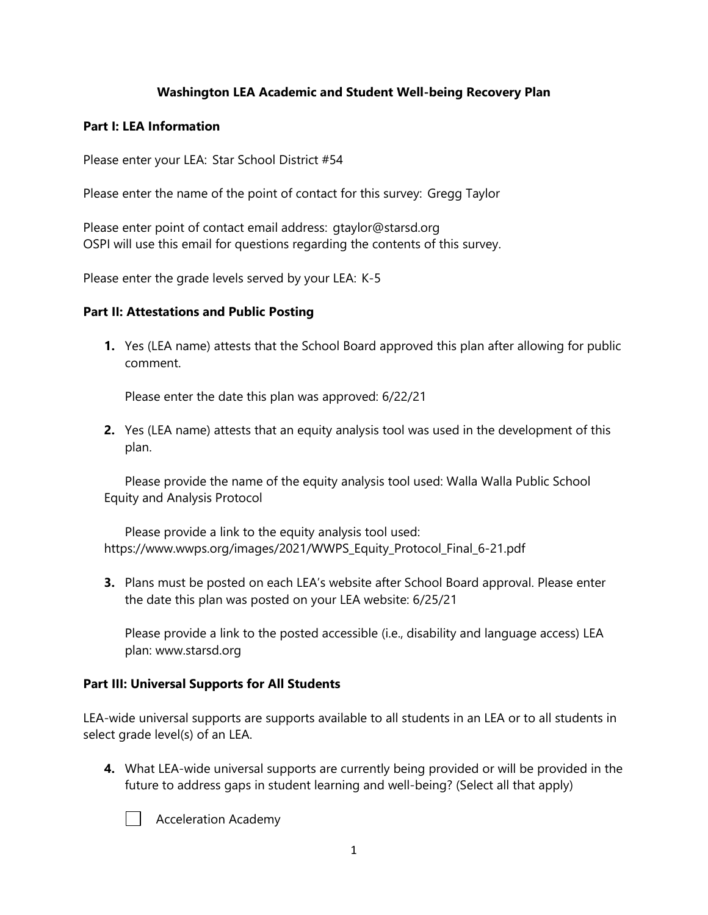# Washington LEA Academic and Student Well-being Recovery Plan

## Part I: LEA Information

Please enter your LEA: Star School District #54

Please enter the name of the point of contact for this survey: Gregg Taylor

Please enter point of contact email address: gtaylor@starsd.org
OSPI will use this email for questions regarding the contents of this survey.

Please enter the grade levels served by your LEA: K-5

## Part II: Attestations and Public Posting

1. Yes (LEA name) attests that the School Board approved this plan after allowing for public comment.

   Please enter the date this plan was approved: 6/22/21

2. Yes (LEA name) attests that an equity analysis tool was used in the development of this plan.

   Please provide the name of the equity analysis tool used: Walla Walla Public School Equity and Analysis Protocol

   Please provide a link to the equity analysis tool used: https://www.wwps.org/images/2021/WWPS_Equity_Protocol_Final_6-21.pdf

3. Plans must be posted on each LEA's website after School Board approval. Please enter the date this plan was posted on your LEA website: 6/25/21

   Please provide a link to the posted accessible (i.e., disability and language access) LEA plan: www.starsd.org

## Part III: Universal Supports for All Students

LEA-wide universal supports are supports available to all students in an LEA or to all students in select grade level(s) of an LEA.

4. What LEA-wide universal supports are currently being provided or will be provided in the future to address gaps in student learning and well-being? (Select all that apply)

   - [ ] Acceleration Academy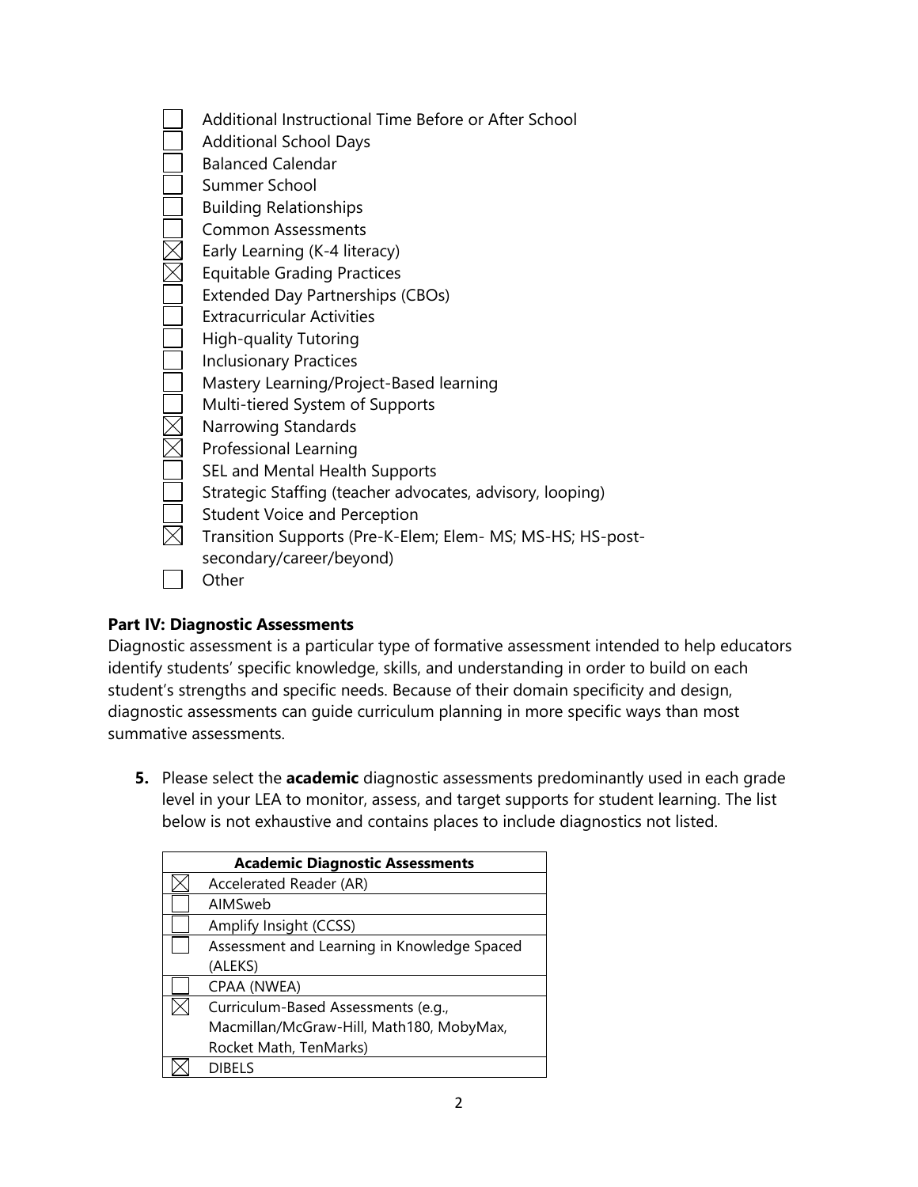- [ ] Additional Instructional Time Before or After School
- [ ] Additional School Days
- [ ] Balanced Calendar
- [ ] Summer School
- [ ] Building Relationships
- [ ] Common Assessments
- [x] Early Learning (K-4 literacy)
- [x] Equitable Grading Practices
- [ ] Extended Day Partnerships (CBOs)
- [ ] Extracurricular Activities
- [ ] High-quality Tutoring
- [ ] Inclusionary Practices
- [ ] Mastery Learning/Project-Based learning
- [ ] Multi-tiered System of Supports
- [x] Narrowing Standards
- [x] Professional Learning
- [ ] SEL and Mental Health Supports
- [ ] Strategic Staffing (teacher advocates, advisory, looping)
- [ ] Student Voice and Perception
- [x] Transition Supports (Pre-K-Elem; Elem- MS; MS-HS; HS-post-secondary/career/beyond)
- [ ] Other

**Part IV: Diagnostic Assessments**

Diagnostic assessment is a particular type of formative assessment intended to help educators identify students' specific knowledge, skills, and understanding in order to build on each student's strengths and specific needs. Because of their domain specificity and design, diagnostic assessments can guide curriculum planning in more specific ways than most summative assessments.

5. Please select the **academic** diagnostic assessments predominantly used in each grade level in your LEA to monitor, assess, and target supports for student learning. The list below is not exhaustive and contains places to include diagnostics not listed.

| | **Academic Diagnostic Assessments** |
|---|---|
| ☒ | Accelerated Reader (AR) |
| ☐ | AIMSweb |
| ☐ | Amplify Insight (CCSS) |
| ☐ | Assessment and Learning in Knowledge Spaced (ALEKS) |
| ☐ | CPAA (NWEA) |
| ☒ | Curriculum-Based Assessments (e.g., Macmillan/McGraw-Hill, Math180, MobyMax, Rocket Math, TenMarks) |
| ☒ | DIBELS |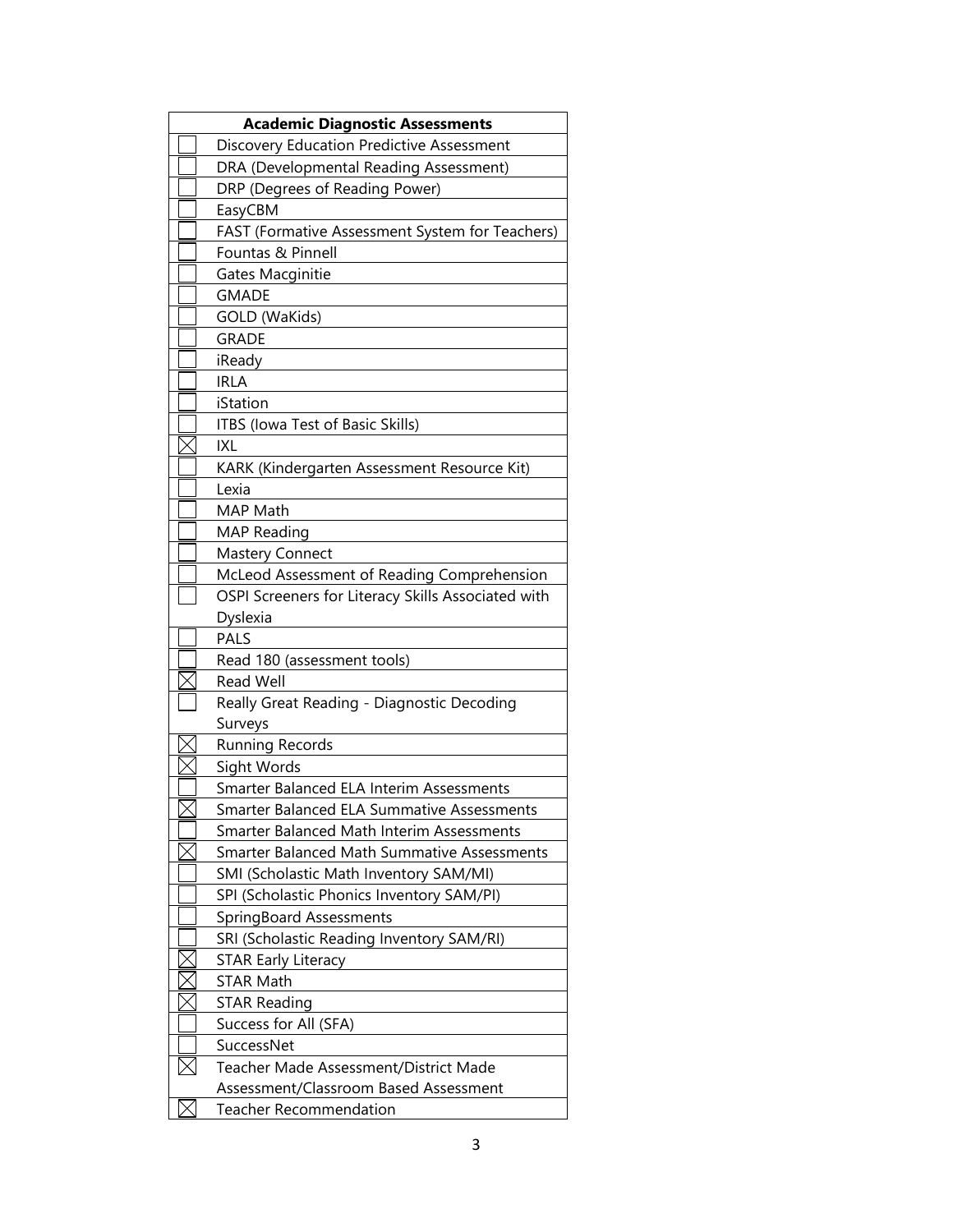| Academic Diagnostic Assessments | |
|---|---|
| ☐ | Discovery Education Predictive Assessment |
| ☐ | DRA (Developmental Reading Assessment) |
| ☐ | DRP (Degrees of Reading Power) |
| ☐ | EasyCBM |
| ☐ | FAST (Formative Assessment System for Teachers) |
| ☐ | Fountas & Pinnell |
| ☐ | Gates Macginitie |
| ☐ | GMADE |
| ☐ | GOLD (WaKids) |
| ☐ | GRADE |
| ☐ | iReady |
| ☐ | IRLA |
| ☐ | iStation |
| ☐ | ITBS (Iowa Test of Basic Skills) |
| ☒ | IXL |
| ☐ | KARK (Kindergarten Assessment Resource Kit) |
| ☐ | Lexia |
| ☐ | MAP Math |
| ☐ | MAP Reading |
| ☐ | Mastery Connect |
| ☐ | McLeod Assessment of Reading Comprehension |
| ☐ | OSPI Screeners for Literacy Skills Associated with Dyslexia |
| ☐ | PALS |
| ☐ | Read 180 (assessment tools) |
| ☒ | Read Well |
| ☐ | Really Great Reading - Diagnostic Decoding Surveys |
| ☒ | Running Records |
| ☒ | Sight Words |
| ☐ | Smarter Balanced ELA Interim Assessments |
| ☒ | Smarter Balanced ELA Summative Assessments |
| ☐ | Smarter Balanced Math Interim Assessments |
| ☒ | Smarter Balanced Math Summative Assessments |
| ☐ | SMI (Scholastic Math Inventory SAM/MI) |
| ☐ | SPI (Scholastic Phonics Inventory SAM/PI) |
| ☐ | SpringBoard Assessments |
| ☐ | SRI (Scholastic Reading Inventory SAM/RI) |
| ☒ | STAR Early Literacy |
| ☒ | STAR Math |
| ☒ | STAR Reading |
| ☐ | Success for All (SFA) |
| ☐ | SuccessNet |
| ☒ | Teacher Made Assessment/District Made Assessment/Classroom Based Assessment |
| ☒ | Teacher Recommendation |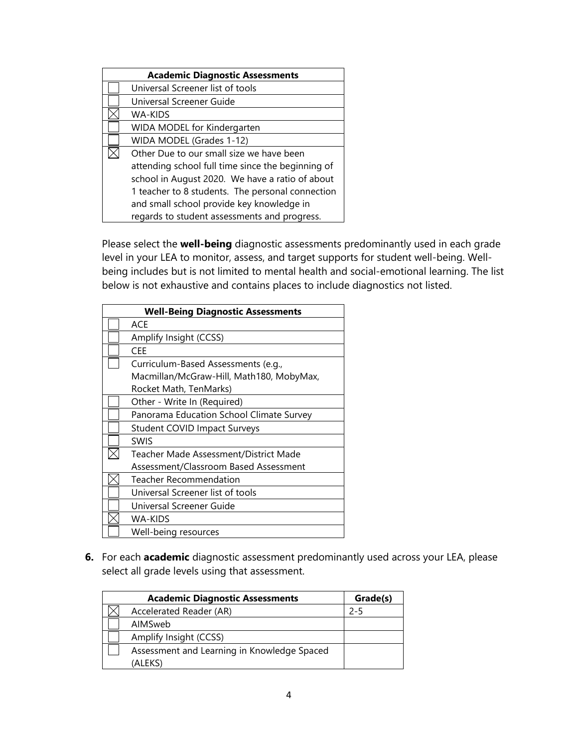| | Academic Diagnostic Assessments |
|---|---|
| ☐ | Universal Screener list of tools |
| ☐ | Universal Screener Guide |
| ☒ | WA-KIDS |
| ☐ | WIDA MODEL for Kindergarten |
| ☐ | WIDA MODEL (Grades 1-12) |
| ☒ | Other Due to our small size we have been attending school full time since the beginning of school in August 2020. We have a ratio of about 1 teacher to 8 students. The personal connection and small school provide key knowledge in regards to student assessments and progress. |

Please select the **well-being** diagnostic assessments predominantly used in each grade level in your LEA to monitor, assess, and target supports for student well-being. Well-being includes but is not limited to mental health and social-emotional learning. The list below is not exhaustive and contains places to include diagnostics not listed.

| | Well-Being Diagnostic Assessments |
|---|---|
| ☐ | ACE |
| ☐ | Amplify Insight (CCSS) |
| ☐ | CEE |
| ☐ | Curriculum-Based Assessments (e.g., Macmillan/McGraw-Hill, Math180, MobyMax, Rocket Math, TenMarks) |
| ☐ | Other - Write In (Required) |
| ☐ | Panorama Education School Climate Survey |
| ☐ | Student COVID Impact Surveys |
| ☐ | SWIS |
| ☒ | Teacher Made Assessment/District Made Assessment/Classroom Based Assessment |
| ☒ | Teacher Recommendation |
| ☐ | Universal Screener list of tools |
| ☐ | Universal Screener Guide |
| ☒ | WA-KIDS |
| ☐ | Well-being resources |

**6.** For each **academic** diagnostic assessment predominantly used across your LEA, please select all grade levels using that assessment.

| | Academic Diagnostic Assessments | Grade(s) |
|---|---|---|
| ☒ | Accelerated Reader (AR) | 2-5 |
| ☐ | AIMSweb | |
| ☐ | Amplify Insight (CCSS) | |
| ☐ | Assessment and Learning in Knowledge Spaced (ALEKS) | |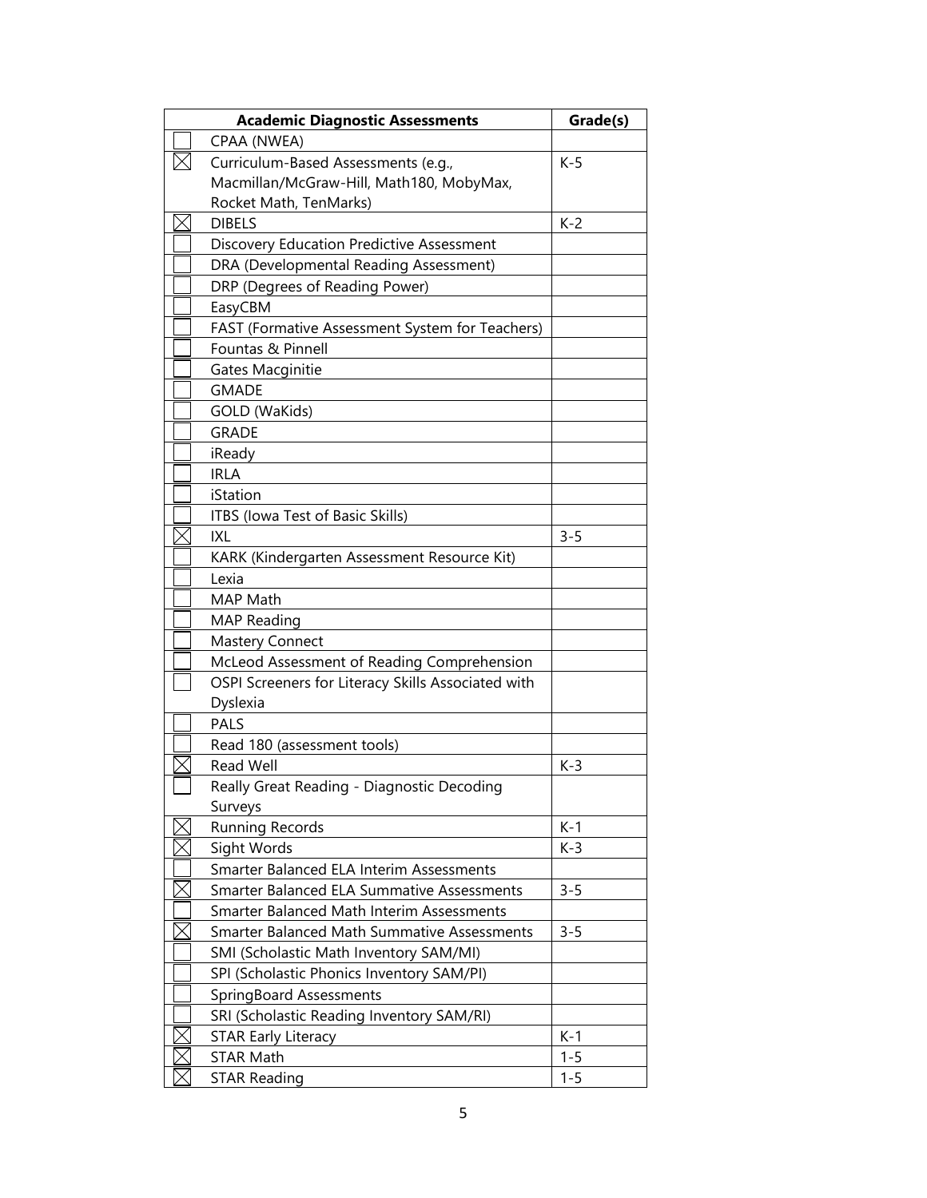| | Academic Diagnostic Assessments | Grade(s) |
|---|---|---|
| ☐ | CPAA (NWEA) | |
| ☒ | Curriculum-Based Assessments (e.g., Macmillan/McGraw-Hill, Math180, MobyMax, Rocket Math, TenMarks) | K-5 |
| ☒ | DIBELS | K-2 |
| ☐ | Discovery Education Predictive Assessment | |
| ☐ | DRA (Developmental Reading Assessment) | |
| ☐ | DRP (Degrees of Reading Power) | |
| ☐ | EasyCBM | |
| ☐ | FAST (Formative Assessment System for Teachers) | |
| ☐ | Fountas & Pinnell | |
| ☐ | Gates Macginitie | |
| ☐ | GMADE | |
| ☐ | GOLD (WaKids) | |
| ☐ | GRADE | |
| ☐ | iReady | |
| ☐ | IRLA | |
| ☐ | iStation | |
| ☐ | ITBS (Iowa Test of Basic Skills) | |
| ☒ | IXL | 3-5 |
| ☐ | KARK (Kindergarten Assessment Resource Kit) | |
| ☐ | Lexia | |
| ☐ | MAP Math | |
| ☐ | MAP Reading | |
| ☐ | Mastery Connect | |
| ☐ | McLeod Assessment of Reading Comprehension | |
| ☐ | OSPI Screeners for Literacy Skills Associated with Dyslexia | |
| ☐ | PALS | |
| ☐ | Read 180 (assessment tools) | |
| ☒ | Read Well | K-3 |
| ☐ | Really Great Reading - Diagnostic Decoding Surveys | |
| ☒ | Running Records | K-1 |
| ☒ | Sight Words | K-3 |
| ☐ | Smarter Balanced ELA Interim Assessments | |
| ☒ | Smarter Balanced ELA Summative Assessments | 3-5 |
| ☐ | Smarter Balanced Math Interim Assessments | |
| ☒ | Smarter Balanced Math Summative Assessments | 3-5 |
| ☐ | SMI (Scholastic Math Inventory SAM/MI) | |
| ☐ | SPI (Scholastic Phonics Inventory SAM/PI) | |
| ☐ | SpringBoard Assessments | |
| ☐ | SRI (Scholastic Reading Inventory SAM/RI) | |
| ☒ | STAR Early Literacy | K-1 |
| ☒ | STAR Math | 1-5 |
| ☒ | STAR Reading | 1-5 |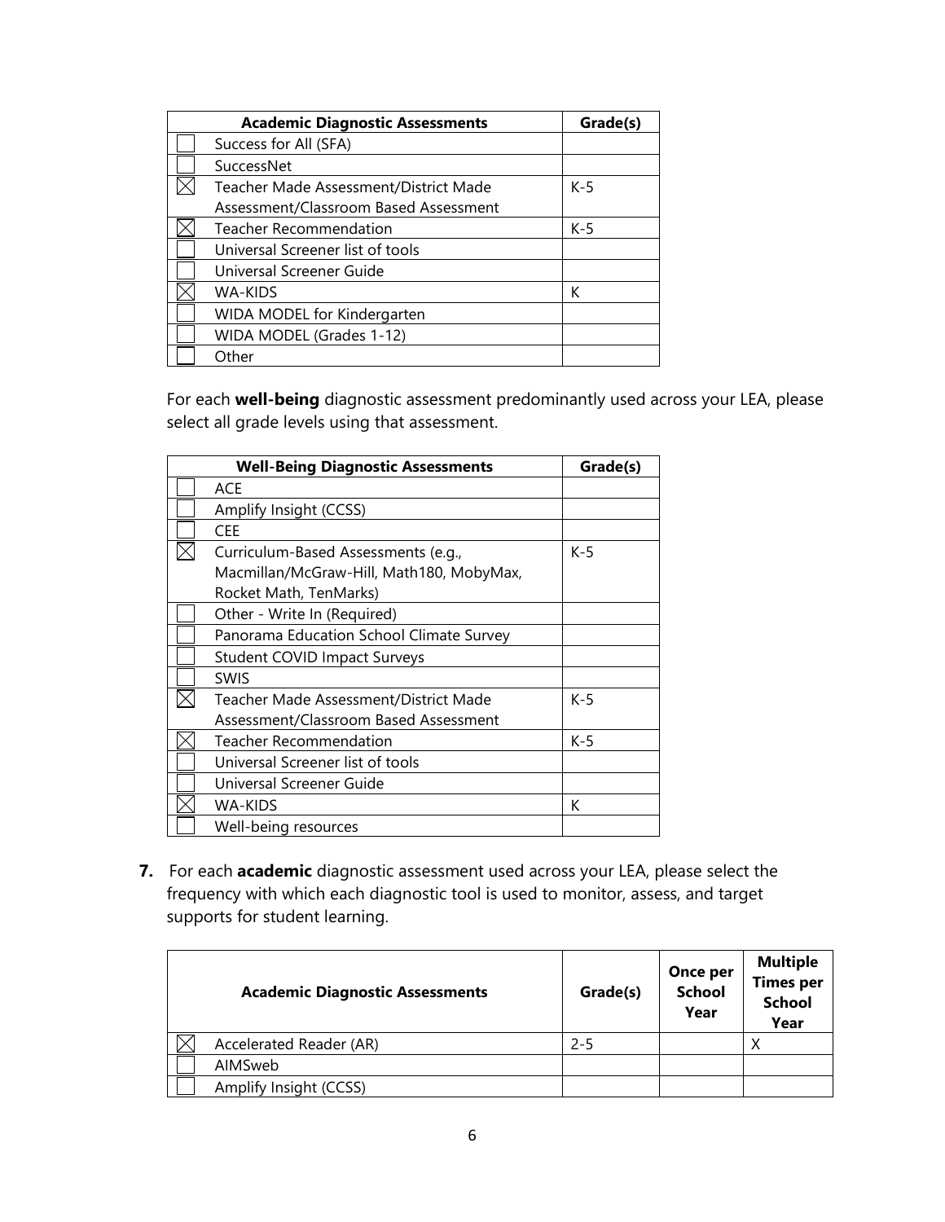| | Academic Diagnostic Assessments | Grade(s) |
|---|---|---|
| ☐ | Success for All (SFA) | |
| ☐ | SuccessNet | |
| ☒ | Teacher Made Assessment/District Made Assessment/Classroom Based Assessment | K-5 |
| ☒ | Teacher Recommendation | K-5 |
| ☐ | Universal Screener list of tools | |
| ☐ | Universal Screener Guide | |
| ☒ | WA-KIDS | K |
| ☐ | WIDA MODEL for Kindergarten | |
| ☐ | WIDA MODEL (Grades 1-12) | |
| ☐ | Other | |

For each **well-being** diagnostic assessment predominantly used across your LEA, please select all grade levels using that assessment.

| | Well-Being Diagnostic Assessments | Grade(s) |
|---|---|---|
| ☐ | ACE | |
| ☐ | Amplify Insight (CCSS) | |
| ☐ | CEE | |
| ☒ | Curriculum-Based Assessments (e.g., Macmillan/McGraw-Hill, Math180, MobyMax, Rocket Math, TenMarks) | K-5 |
| ☐ | Other - Write In (Required) | |
| ☐ | Panorama Education School Climate Survey | |
| ☐ | Student COVID Impact Surveys | |
| ☐ | SWIS | |
| ☒ | Teacher Made Assessment/District Made Assessment/Classroom Based Assessment | K-5 |
| ☒ | Teacher Recommendation | K-5 |
| ☐ | Universal Screener list of tools | |
| ☐ | Universal Screener Guide | |
| ☒ | WA-KIDS | K |
| ☐ | Well-being resources | |

7. For each **academic** diagnostic assessment used across your LEA, please select the frequency with which each diagnostic tool is used to monitor, assess, and target supports for student learning.

| | Academic Diagnostic Assessments | Grade(s) | Once per School Year | Multiple Times per School Year |
|---|---|---|---|---|
| ☒ | Accelerated Reader (AR) | 2-5 | | X |
| ☐ | AIMSweb | | | |
| ☐ | Amplify Insight (CCSS) | | | |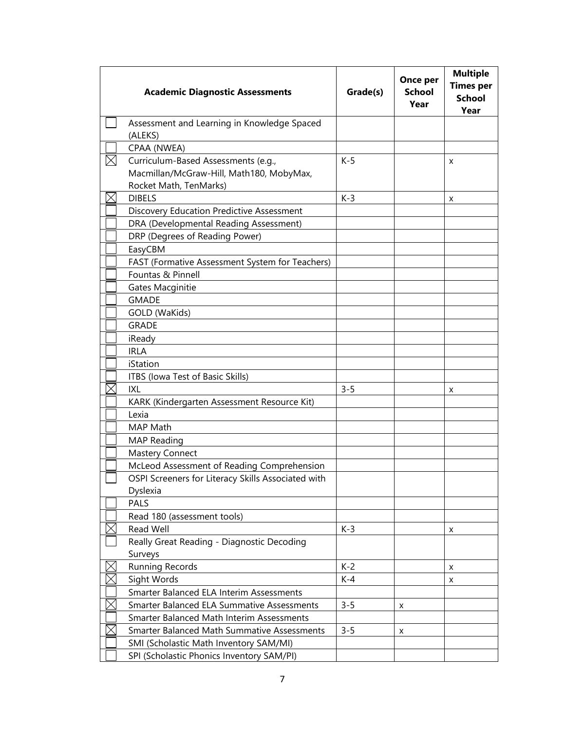| | Academic Diagnostic Assessments | Grade(s) | Once per School Year | Multiple Times per School Year |
|---|---|---|---|---|
| ☐ | Assessment and Learning in Knowledge Spaced (ALEKS) | | | |
| ☐ | CPAA (NWEA) | | | |
| ☒ | Curriculum-Based Assessments (e.g., Macmillan/McGraw-Hill, Math180, MobyMax, Rocket Math, TenMarks) | K-5 | | x |
| ☒ | DIBELS | K-3 | | x |
| ☐ | Discovery Education Predictive Assessment | | | |
| ☐ | DRA (Developmental Reading Assessment) | | | |
| ☐ | DRP (Degrees of Reading Power) | | | |
| ☐ | EasyCBM | | | |
| ☐ | FAST (Formative Assessment System for Teachers) | | | |
| ☐ | Fountas & Pinnell | | | |
| ☐ | Gates Macginitie | | | |
| ☐ | GMADE | | | |
| ☐ | GOLD (WaKids) | | | |
| ☐ | GRADE | | | |
| ☐ | iReady | | | |
| ☐ | IRLA | | | |
| ☐ | iStation | | | |
| ☐ | ITBS (Iowa Test of Basic Skills) | | | |
| ☒ | IXL | 3-5 | | x |
| ☐ | KARK (Kindergarten Assessment Resource Kit) | | | |
| ☐ | Lexia | | | |
| ☐ | MAP Math | | | |
| ☐ | MAP Reading | | | |
| ☐ | Mastery Connect | | | |
| ☐ | McLeod Assessment of Reading Comprehension | | | |
| ☐ | OSPI Screeners for Literacy Skills Associated with Dyslexia | | | |
| ☐ | PALS | | | |
| ☐ | Read 180 (assessment tools) | | | |
| ☒ | Read Well | K-3 | | x |
| ☐ | Really Great Reading - Diagnostic Decoding Surveys | | | |
| ☒ | Running Records | K-2 | | x |
| ☒ | Sight Words | K-4 | | x |
| ☐ | Smarter Balanced ELA Interim Assessments | | | |
| ☒ | Smarter Balanced ELA Summative Assessments | 3-5 | x | |
| ☐ | Smarter Balanced Math Interim Assessments | | | |
| ☒ | Smarter Balanced Math Summative Assessments | 3-5 | x | |
| ☐ | SMI (Scholastic Math Inventory SAM/MI) | | | |
| ☐ | SPI (Scholastic Phonics Inventory SAM/PI) | | | |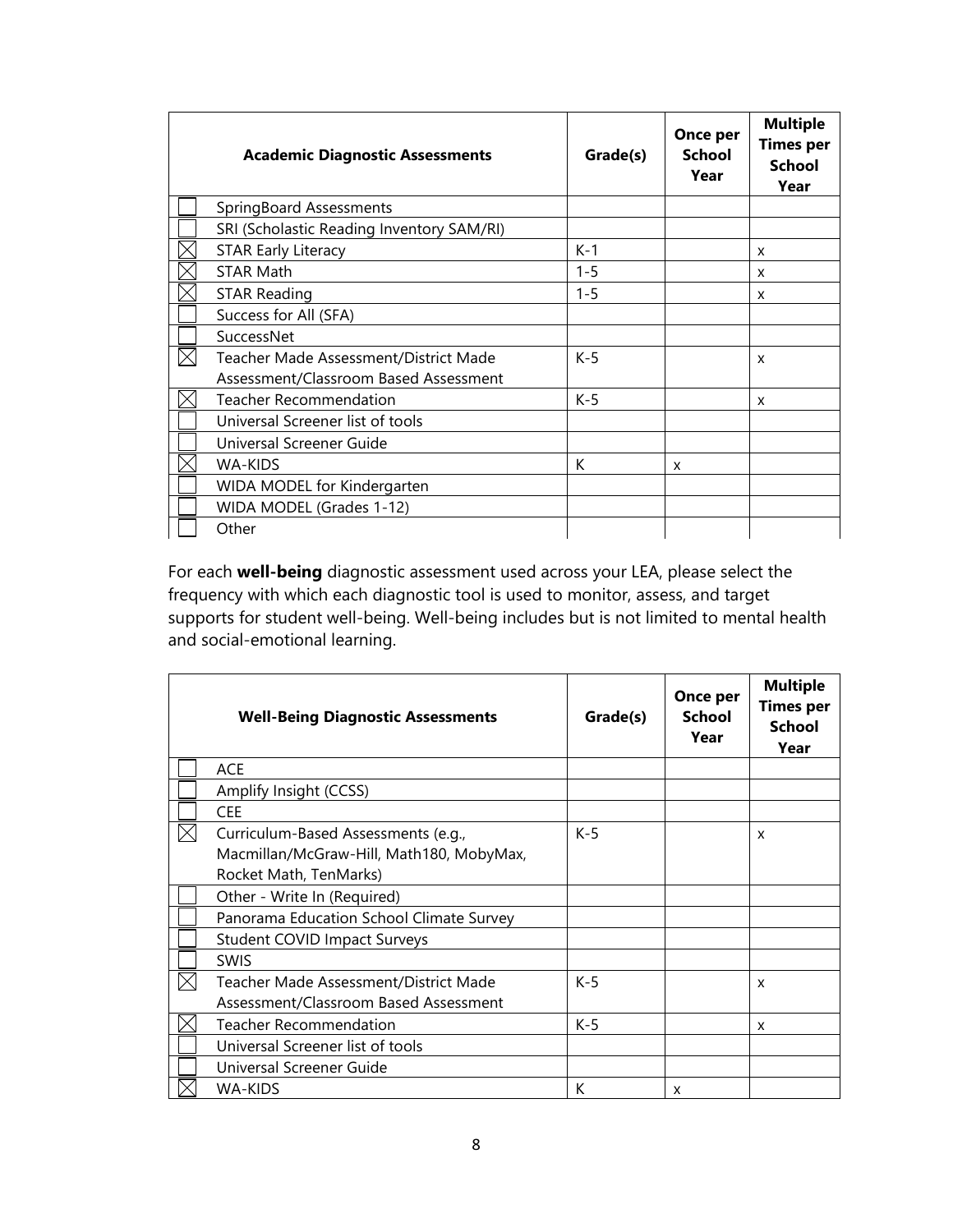| | Academic Diagnostic Assessments | Grade(s) | Once per School Year | Multiple Times per School Year |
|---|---|---|---|---|
| ☐ | SpringBoard Assessments | | | |
| ☐ | SRI (Scholastic Reading Inventory SAM/RI) | | | |
| ☒ | STAR Early Literacy | K-1 | | x |
| ☒ | STAR Math | 1-5 | | x |
| ☒ | STAR Reading | 1-5 | | x |
| ☐ | Success for All (SFA) | | | |
| ☐ | SuccessNet | | | |
| ☒ | Teacher Made Assessment/District Made Assessment/Classroom Based Assessment | K-5 | | x |
| ☒ | Teacher Recommendation | K-5 | | x |
| ☐ | Universal Screener list of tools | | | |
| ☐ | Universal Screener Guide | | | |
| ☒ | WA-KIDS | K | x | |
| ☐ | WIDA MODEL for Kindergarten | | | |
| ☐ | WIDA MODEL (Grades 1-12) | | | |
| ☐ | Other | | | |

For each **well-being** diagnostic assessment used across your LEA, please select the frequency with which each diagnostic tool is used to monitor, assess, and target supports for student well-being. Well-being includes but is not limited to mental health and social-emotional learning.

| | Well-Being Diagnostic Assessments | Grade(s) | Once per School Year | Multiple Times per School Year |
|---|---|---|---|---|
| ☐ | ACE | | | |
| ☐ | Amplify Insight (CCSS) | | | |
| ☐ | CEE | | | |
| ☒ | Curriculum-Based Assessments (e.g., Macmillan/McGraw-Hill, Math180, MobyMax, Rocket Math, TenMarks) | K-5 | | x |
| ☐ | Other - Write In (Required) | | | |
| ☐ | Panorama Education School Climate Survey | | | |
| ☐ | Student COVID Impact Surveys | | | |
| ☐ | SWIS | | | |
| ☒ | Teacher Made Assessment/District Made Assessment/Classroom Based Assessment | K-5 | | x |
| ☒ | Teacher Recommendation | K-5 | | x |
| ☐ | Universal Screener list of tools | | | |
| ☐ | Universal Screener Guide | | | |
| ☒ | WA-KIDS | K | x | |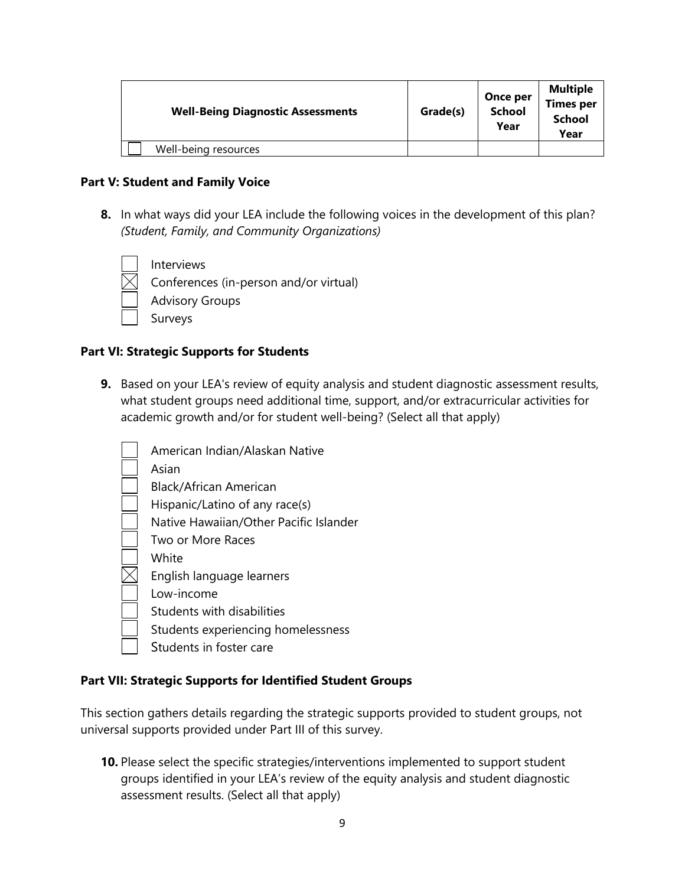| Well-Being Diagnostic Assessments | Grade(s) | Once per School Year | Multiple Times per School Year |
|---|---|---|---|
| ☐ Well-being resources | | | |

**Part V: Student and Family Voice**

**8.** In what ways did your LEA include the following voices in the development of this plan? *(Student, Family, and Community Organizations)*

- ☐ Interviews
- ☒ Conferences (in-person and/or virtual)
- ☐ Advisory Groups
- ☐ Surveys

**Part VI: Strategic Supports for Students**

**9.** Based on your LEA's review of equity analysis and student diagnostic assessment results, what student groups need additional time, support, and/or extracurricular activities for academic growth and/or for student well-being? (Select all that apply)

- ☐ American Indian/Alaskan Native
- ☐ Asian
- ☐ Black/African American
- ☐ Hispanic/Latino of any race(s)
- ☐ Native Hawaiian/Other Pacific Islander
- ☐ Two or More Races
- ☐ White
- ☒ English language learners
- ☐ Low-income
- ☐ Students with disabilities
- ☐ Students experiencing homelessness
- ☐ Students in foster care

**Part VII: Strategic Supports for Identified Student Groups**

This section gathers details regarding the strategic supports provided to student groups, not universal supports provided under Part III of this survey.

**10.** Please select the specific strategies/interventions implemented to support student groups identified in your LEA's review of the equity analysis and student diagnostic assessment results. (Select all that apply)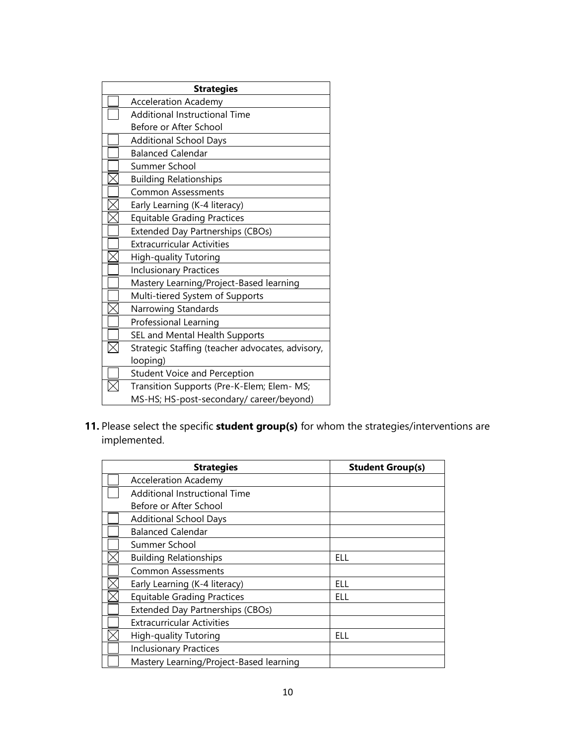| | Strategies |
|---|---|
| ☐ | Acceleration Academy |
| ☐ | Additional Instructional Time Before or After School |
| ☐ | Additional School Days |
| ☐ | Balanced Calendar |
| ☐ | Summer School |
| ☒ | Building Relationships |
| ☐ | Common Assessments |
| ☒ | Early Learning (K-4 literacy) |
| ☒ | Equitable Grading Practices |
| ☐ | Extended Day Partnerships (CBOs) |
| ☐ | Extracurricular Activities |
| ☒ | High-quality Tutoring |
| ☐ | Inclusionary Practices |
| ☐ | Mastery Learning/Project-Based learning |
| ☐ | Multi-tiered System of Supports |
| ☒ | Narrowing Standards |
| ☐ | Professional Learning |
| ☐ | SEL and Mental Health Supports |
| ☒ | Strategic Staffing (teacher advocates, advisory, looping) |
| ☐ | Student Voice and Perception |
| ☒ | Transition Supports (Pre-K-Elem; Elem- MS; MS-HS; HS-post-secondary/ career/beyond) |

**11.** Please select the specific **student group(s)** for whom the strategies/interventions are implemented.

| | Strategies | Student Group(s) |
|---|---|---|
| ☐ | Acceleration Academy | |
| ☐ | Additional Instructional Time Before or After School | |
| ☐ | Additional School Days | |
| ☐ | Balanced Calendar | |
| ☐ | Summer School | |
| ☒ | Building Relationships | ELL |
| ☐ | Common Assessments | |
| ☒ | Early Learning (K-4 literacy) | ELL |
| ☒ | Equitable Grading Practices | ELL |
| ☐ | Extended Day Partnerships (CBOs) | |
| ☐ | Extracurricular Activities | |
| ☒ | High-quality Tutoring | ELL |
| ☐ | Inclusionary Practices | |
| ☐ | Mastery Learning/Project-Based learning | |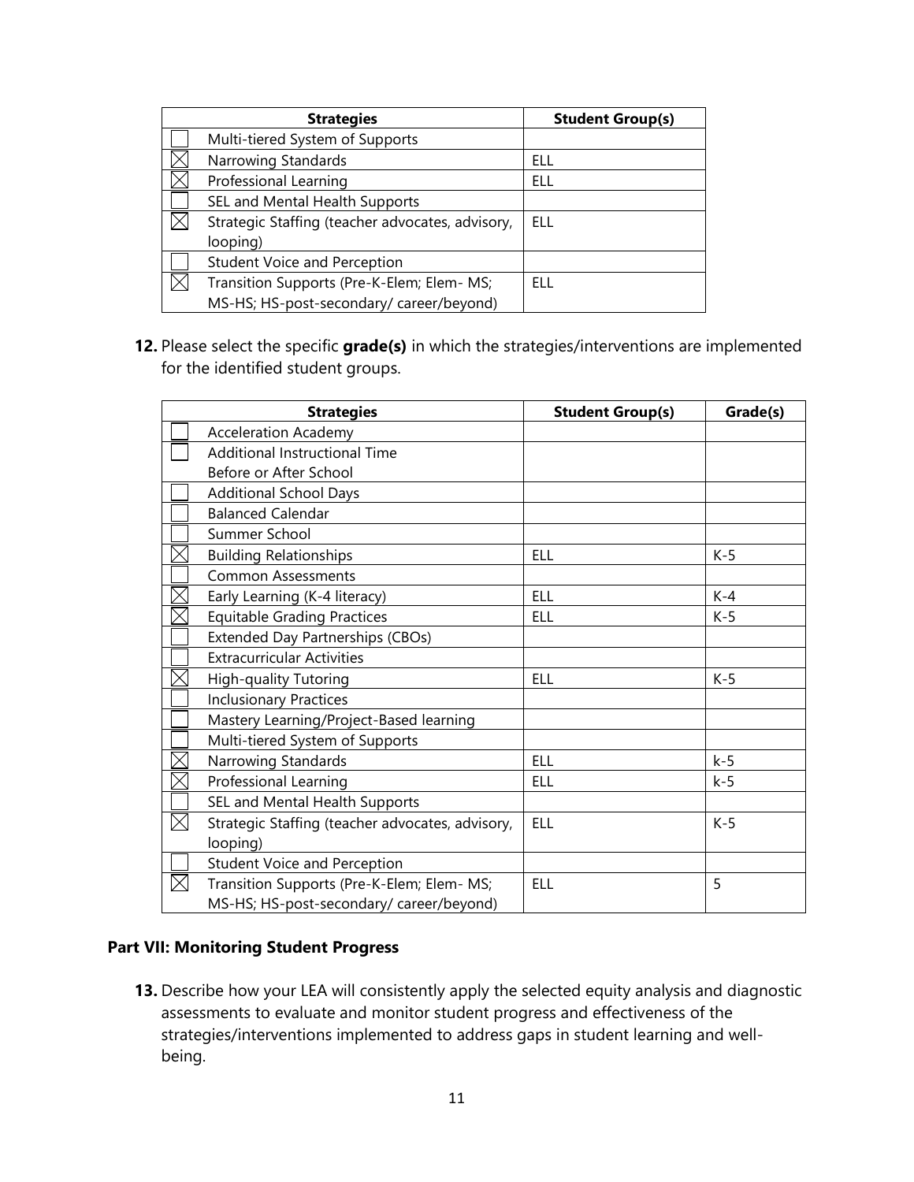| | Strategies | Student Group(s) |
|---|---|---|
| ☐ | Multi-tiered System of Supports | |
| ☒ | Narrowing Standards | ELL |
| ☒ | Professional Learning | ELL |
| ☐ | SEL and Mental Health Supports | |
| ☒ | Strategic Staffing (teacher advocates, advisory, looping) | ELL |
| ☐ | Student Voice and Perception | |
| ☒ | Transition Supports (Pre-K-Elem; Elem- MS; MS-HS; HS-post-secondary/ career/beyond) | ELL |

**12.** Please select the specific **grade(s)** in which the strategies/interventions are implemented for the identified student groups.

| | Strategies | Student Group(s) | Grade(s) |
|---|---|---|---|
| ☐ | Acceleration Academy | | |
| ☐ | Additional Instructional Time Before or After School | | |
| ☐ | Additional School Days | | |
| ☐ | Balanced Calendar | | |
| ☐ | Summer School | | |
| ☒ | Building Relationships | ELL | K-5 |
| ☐ | Common Assessments | | |
| ☒ | Early Learning (K-4 literacy) | ELL | K-4 |
| ☒ | Equitable Grading Practices | ELL | K-5 |
| ☐ | Extended Day Partnerships (CBOs) | | |
| ☐ | Extracurricular Activities | | |
| ☒ | High-quality Tutoring | ELL | K-5 |
| ☐ | Inclusionary Practices | | |
| ☐ | Mastery Learning/Project-Based learning | | |
| ☐ | Multi-tiered System of Supports | | |
| ☒ | Narrowing Standards | ELL | k-5 |
| ☒ | Professional Learning | ELL | k-5 |
| ☐ | SEL and Mental Health Supports | | |
| ☒ | Strategic Staffing (teacher advocates, advisory, looping) | ELL | K-5 |
| ☐ | Student Voice and Perception | | |
| ☒ | Transition Supports (Pre-K-Elem; Elem- MS; MS-HS; HS-post-secondary/ career/beyond) | ELL | 5 |

### Part VII: Monitoring Student Progress

**13.** Describe how your LEA will consistently apply the selected equity analysis and diagnostic assessments to evaluate and monitor student progress and effectiveness of the strategies/interventions implemented to address gaps in student learning and well-being.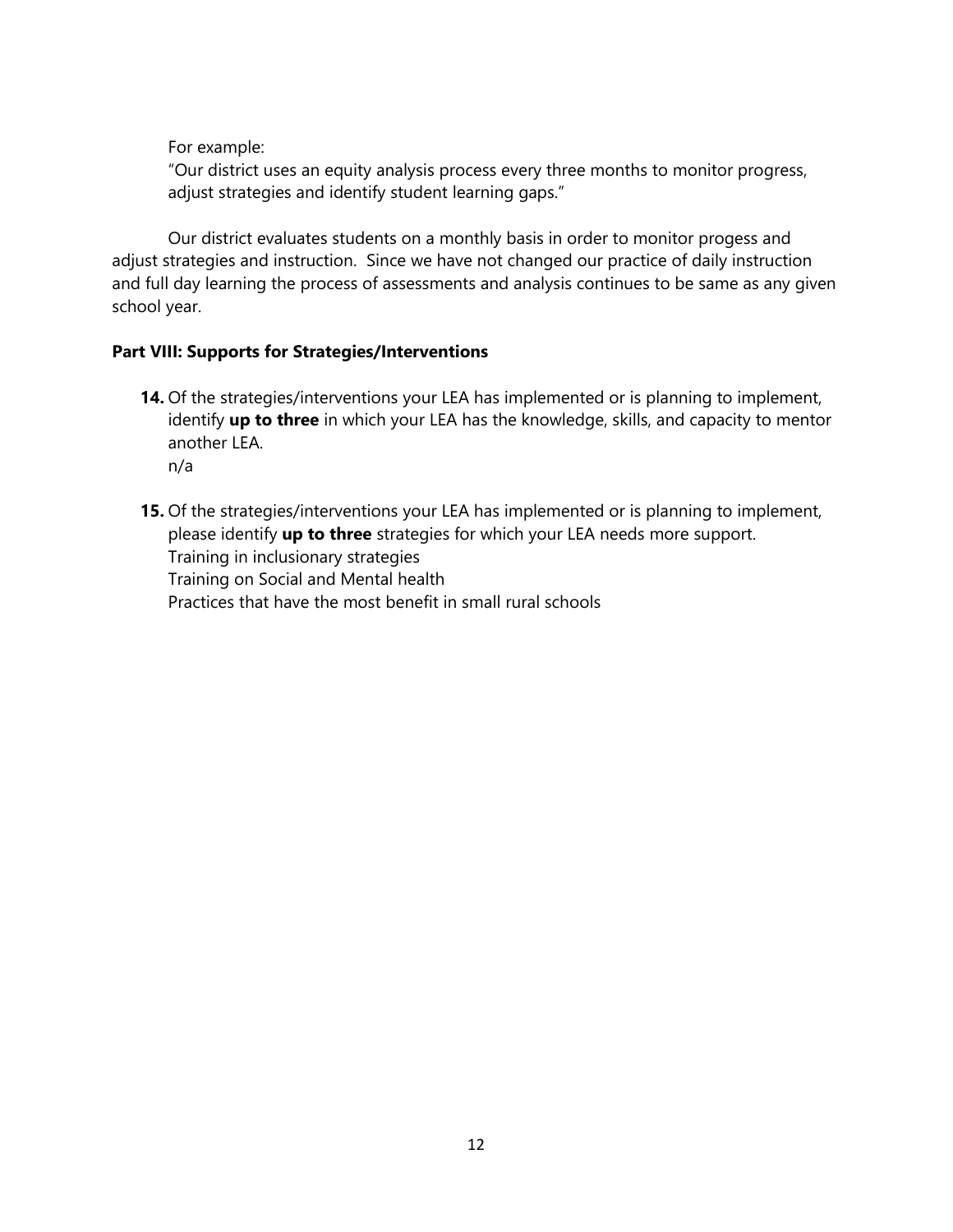For example:

"Our district uses an equity analysis process every three months to monitor progress, adjust strategies and identify student learning gaps."

Our district evaluates students on a monthly basis in order to monitor progess and adjust strategies and instruction. Since we have not changed our practice of daily instruction and full day learning the process of assessments and analysis continues to be same as any given school year.

**Part VIII: Supports for Strategies/Interventions**

**14.** Of the strategies/interventions your LEA has implemented or is planning to implement, identify **up to three** in which your LEA has the knowledge, skills, and capacity to mentor another LEA.

n/a

**15.** Of the strategies/interventions your LEA has implemented or is planning to implement, please identify **up to three** strategies for which your LEA needs more support.

Training in inclusionary strategies

Training on Social and Mental health

Practices that have the most benefit in small rural schools